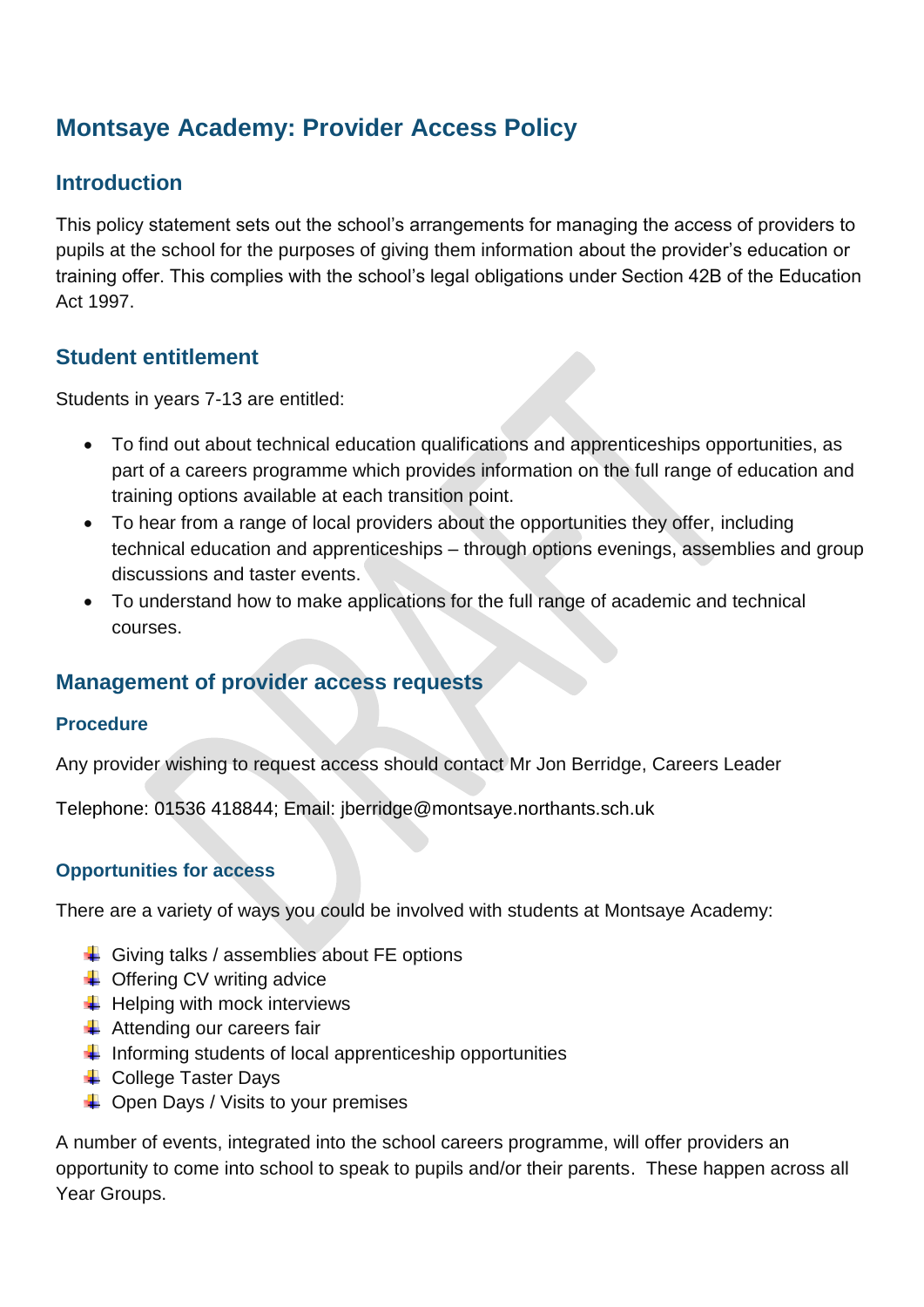# Montsaye Academy: Provider Access Policy

## Introduction

This policy statement sets out the school's arrangements for managing the access of providers to pupils at the school for the purposes of giving them information about the provider's education or training offer. This complies with the school's legal obligations under Section 42B of the Education Act 1997.

## Student entitlement

Students in years 7-13 are entitled:

- To find out about technical education qualifications and apprenticeships opportunities, as part of a careers programme which provides information on the full range of education and training options available at each transition point.
- To hear from a range of local providers about the opportunities they offer, including technical education and apprenticeships – through options evenings, assemblies and group discussions and taster events.
- To understand how to make applications for the full range of academic and technical courses.

## Management of provider access requests

### Procedure

Any provider wishing to request access should contact Mr Jon Berridge, Careers Leader

Telephone: 01536 418844; Email: jberridge@montsaye.northants.sch.uk

### Opportunities for access

There are a variety of ways you could be involved with students at Montsaye Academy:

- Giving talks / assemblies about FE options
- Offering CV writing advice
- Helping with mock interviews
- Attending our careers fair
- Informing students of local apprenticeship opportunities
- College Taster Days
- Open Days / Visits to your premises

A number of events, integrated into the school careers programme, will offer providers an opportunity to come into school to speak to pupils and/or their parents. These happen across all Year Groups.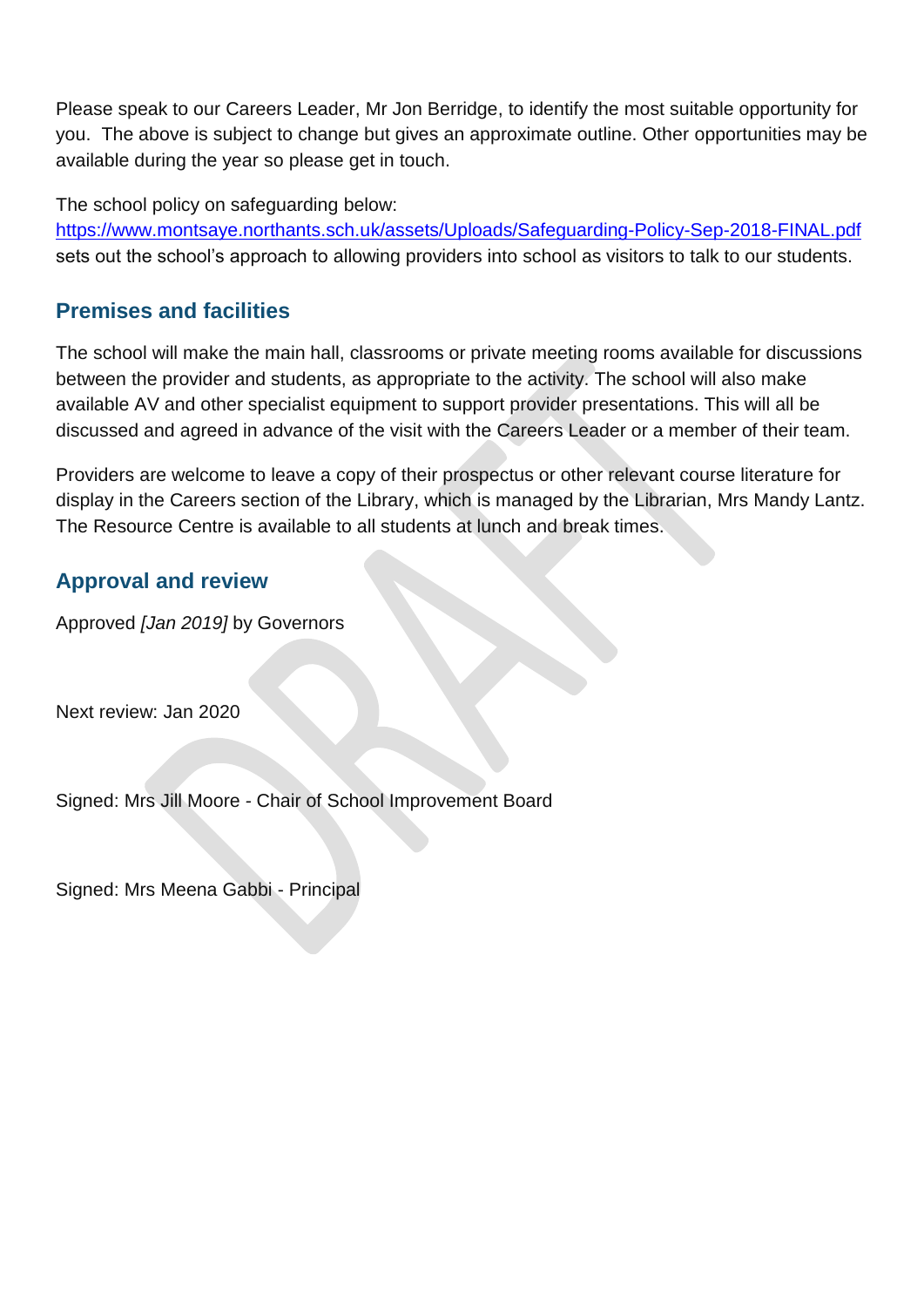Please speak to our Careers Leader, Mr Jon Berridge, to identify the most suitable opportunity for you. The above is subject to change but gives an approximate outline. Other opportunities may be available during the year so please get in touch.

The school policy on safeguarding below:
https://www.montsaye.northants.sch.uk/assets/Uploads/Safeguarding-Policy-Sep-2018-FINAL.pdf sets out the school's approach to allowing providers into school as visitors to talk to our students.

## Premises and facilities

The school will make the main hall, classrooms or private meeting rooms available for discussions between the provider and students, as appropriate to the activity. The school will also make available AV and other specialist equipment to support provider presentations. This will all be discussed and agreed in advance of the visit with the Careers Leader or a member of their team.

Providers are welcome to leave a copy of their prospectus or other relevant course literature for display in the Careers section of the Library, which is managed by the Librarian, Mrs Mandy Lantz. The Resource Centre is available to all students at lunch and break times.

## Approval and review

Approved *[Jan 2019]* by Governors

Next review: Jan 2020

Signed: Mrs Jill Moore - Chair of School Improvement Board

Signed: Mrs Meena Gabbi - Principal